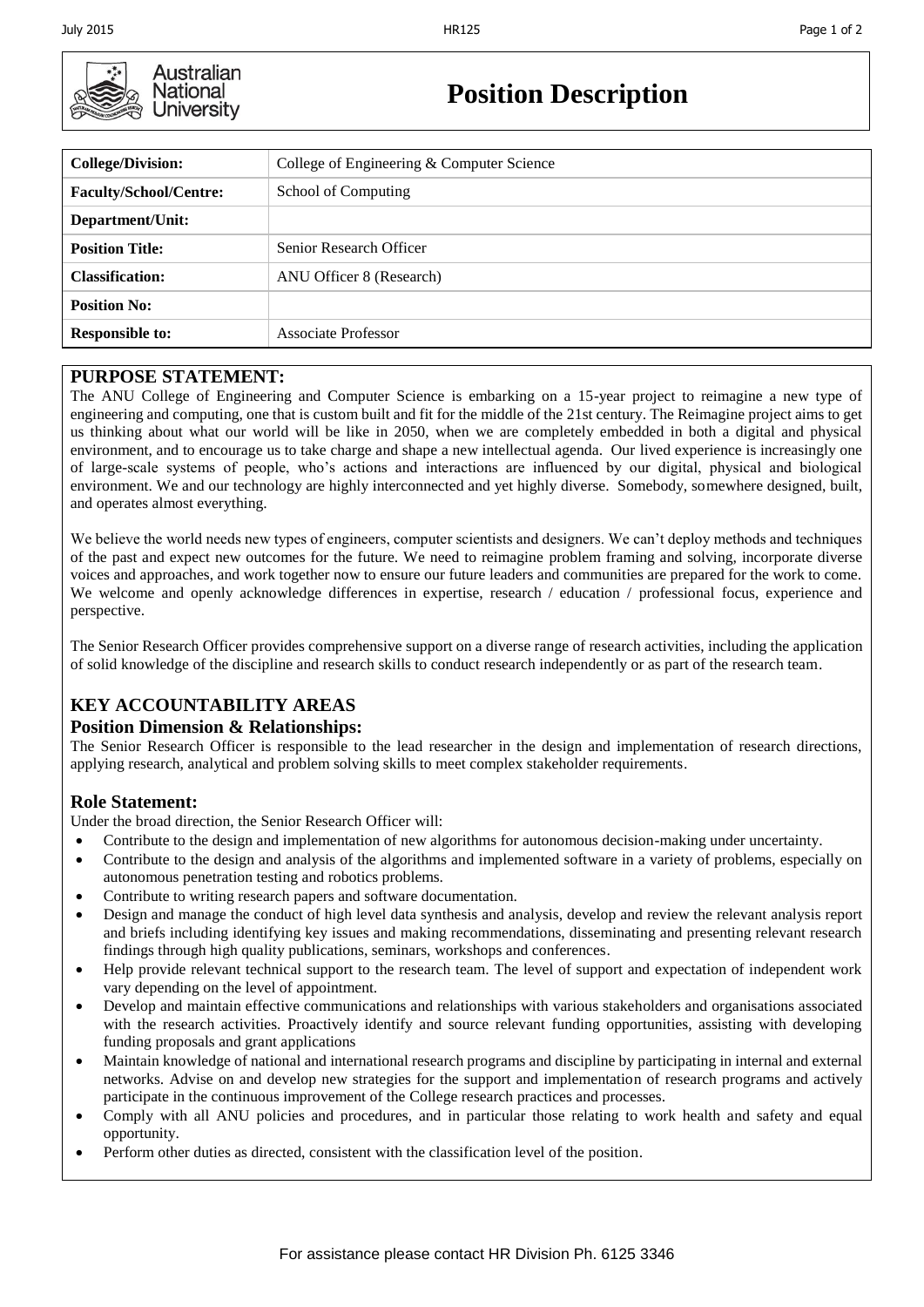# Position Description

| College/Division: | College of Engineering & Computer Science |
|---|---|
| Faculty/School/Centre: | School of Computing |
| Department/Unit: | |
| Position Title: | Senior Research Officer |
| Classification: | ANU Officer 8 (Research) |
| Position No: | |
| Responsible to: | Associate Professor |

## PURPOSE STATEMENT:

The ANU College of Engineering and Computer Science is embarking on a 15-year project to reimagine a new type of engineering and computing, one that is custom built and fit for the middle of the 21st century. The Reimagine project aims to get us thinking about what our world will be like in 2050, when we are completely embedded in both a digital and physical environment, and to encourage us to take charge and shape a new intellectual agenda. Our lived experience is increasingly one of large-scale systems of people, who's actions and interactions are influenced by our digital, physical and biological environment. We and our technology are highly interconnected and yet highly diverse. Somebody, somewhere designed, built, and operates almost everything.

We believe the world needs new types of engineers, computer scientists and designers. We can't deploy methods and techniques of the past and expect new outcomes for the future. We need to reimagine problem framing and solving, incorporate diverse voices and approaches, and work together now to ensure our future leaders and communities are prepared for the work to come. We welcome and openly acknowledge differences in expertise, research / education / professional focus, experience and perspective.

The Senior Research Officer provides comprehensive support on a diverse range of research activities, including the application of solid knowledge of the discipline and research skills to conduct research independently or as part of the research team.

## KEY ACCOUNTABILITY AREAS

### Position Dimension & Relationships:

The Senior Research Officer is responsible to the lead researcher in the design and implementation of research directions, applying research, analytical and problem solving skills to meet complex stakeholder requirements.

### Role Statement:

Under the broad direction, the Senior Research Officer will:

- Contribute to the design and implementation of new algorithms for autonomous decision-making under uncertainty.
- Contribute to the design and analysis of the algorithms and implemented software in a variety of problems, especially on autonomous penetration testing and robotics problems.
- Contribute to writing research papers and software documentation.
- Design and manage the conduct of high level data synthesis and analysis, develop and review the relevant analysis report and briefs including identifying key issues and making recommendations, disseminating and presenting relevant research findings through high quality publications, seminars, workshops and conferences.
- Help provide relevant technical support to the research team. The level of support and expectation of independent work vary depending on the level of appointment.
- Develop and maintain effective communications and relationships with various stakeholders and organisations associated with the research activities. Proactively identify and source relevant funding opportunities, assisting with developing funding proposals and grant applications
- Maintain knowledge of national and international research programs and discipline by participating in internal and external networks. Advise on and develop new strategies for the support and implementation of research programs and actively participate in the continuous improvement of the College research practices and processes.
- Comply with all ANU policies and procedures, and in particular those relating to work health and safety and equal opportunity.
- Perform other duties as directed, consistent with the classification level of the position.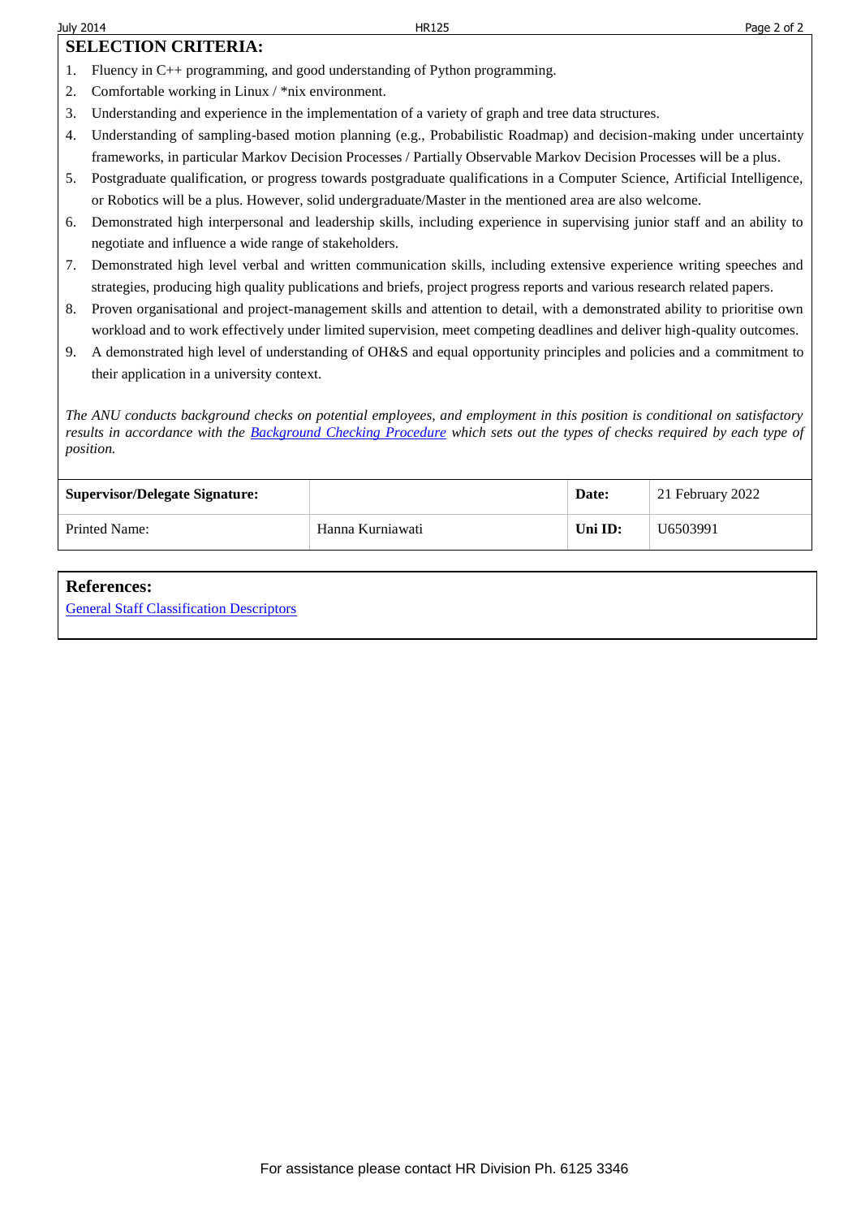## SELECTION CRITERIA:

1. Fluency in C++ programming, and good understanding of Python programming.
2. Comfortable working in Linux / *nix environment.
3. Understanding and experience in the implementation of a variety of graph and tree data structures.
4. Understanding of sampling-based motion planning (e.g., Probabilistic Roadmap) and decision-making under uncertainty frameworks, in particular Markov Decision Processes / Partially Observable Markov Decision Processes will be a plus.
5. Postgraduate qualification, or progress towards postgraduate qualifications in a Computer Science, Artificial Intelligence, or Robotics will be a plus. However, solid undergraduate/Master in the mentioned area are also welcome.
6. Demonstrated high interpersonal and leadership skills, including experience in supervising junior staff and an ability to negotiate and influence a wide range of stakeholders.
7. Demonstrated high level verbal and written communication skills, including extensive experience writing speeches and strategies, producing high quality publications and briefs, project progress reports and various research related papers.
8. Proven organisational and project-management skills and attention to detail, with a demonstrated ability to prioritise own workload and to work effectively under limited supervision, meet competing deadlines and deliver high-quality outcomes.
9. A demonstrated high level of understanding of OH&S and equal opportunity principles and policies and a commitment to their application in a university context.

*The ANU conducts background checks on potential employees, and employment in this position is conditional on satisfactory results in accordance with the [Background Checking Procedure](#) which sets out the types of checks required by each type of position.*

| **Supervisor/Delegate Signature:** | | **Date:** | 21 February 2022 |
|---|---|---|---|
| Printed Name: | Hanna Kurniawati | **Uni ID:** | U6503991 |

### References:

[General Staff Classification Descriptors](#)

For assistance please contact HR Division Ph. 6125 3346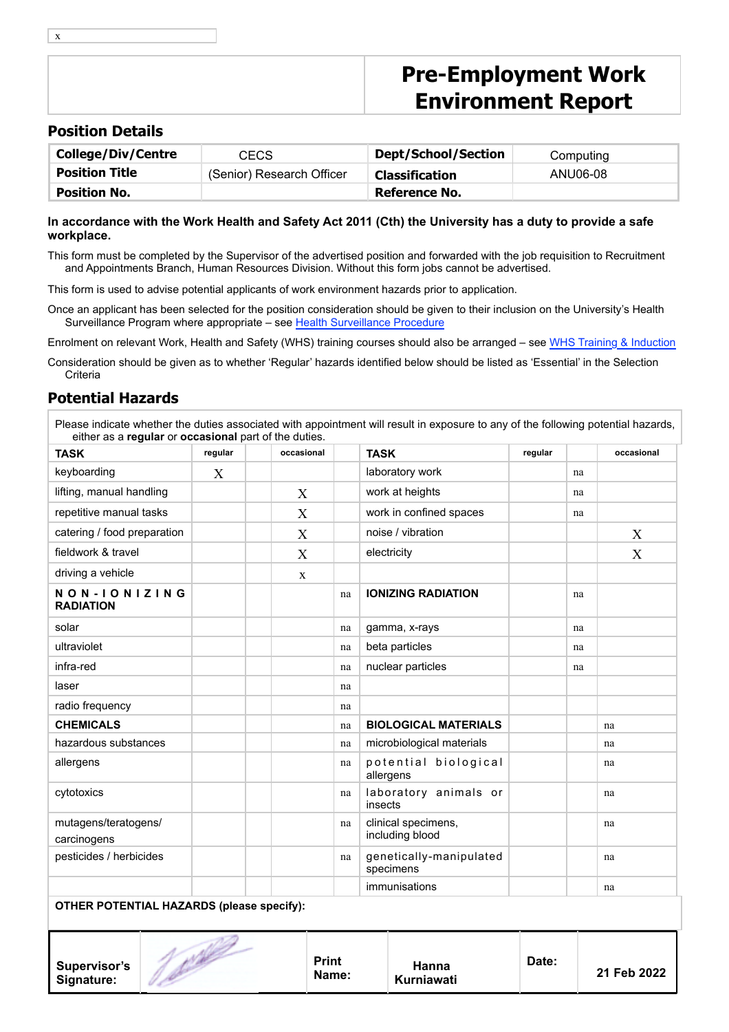x

# Pre-Employment Work Environment Report

## Position Details

| | | | |
|---|---|---|---|
| **College/Div/Centre** | CECS | **Dept/School/Section** | Computing |
| **Position Title** | (Senior) Research Officer | **Classification** | ANU06-08 |
| **Position No.** | | **Reference No.** | |

**In accordance with the Work Health and Safety Act 2011 (Cth) the University has a duty to provide a safe workplace.**

This form must be completed by the Supervisor of the advertised position and forwarded with the job requisition to Recruitment and Appointments Branch, Human Resources Division. Without this form jobs cannot be advertised.

This form is used to advise potential applicants of work environment hazards prior to application.

Once an applicant has been selected for the position consideration should be given to their inclusion on the University's Health Surveillance Program where appropriate – see Health Surveillance Procedure

Enrolment on relevant Work, Health and Safety (WHS) training courses should also be arranged – see WHS Training & Induction

Consideration should be given as to whether 'Regular' hazards identified below should be listed as 'Essential' in the Selection Criteria

## Potential Hazards

Please indicate whether the duties associated with appointment will result in exposure to any of the following potential hazards, either as a **regular** or **occasional** part of the duties.

| TASK | regular | | occasional | | TASK | regular | | occasional |
|---|---|---|---|---|---|---|---|---|
| keyboarding | X | | | | laboratory work | | na | |
| lifting, manual handling | | | X | | work at heights | | na | |
| repetitive manual tasks | | | X | | work in confined spaces | | na | |
| catering / food preparation | | | X | | noise / vibration | | | X |
| fieldwork & travel | | | X | | electricity | | | X |
| driving a vehicle | | | x | | | | | |
| **NON-IONIZING RADIATION** | | | | na | **IONIZING RADIATION** | | na | |
| solar | | | | na | gamma, x-rays | | na | |
| ultraviolet | | | | na | beta particles | | na | |
| infra-red | | | | na | nuclear particles | | na | |
| laser | | | | na | | | | |
| radio frequency | | | | na | | | | |
| **CHEMICALS** | | | | na | **BIOLOGICAL MATERIALS** | | | na |
| hazardous substances | | | | na | microbiological materials | | | na |
| allergens | | | | na | potential biological allergens | | | na |
| cytotoxics | | | | na | laboratory animals or insects | | | na |
| mutagens/teratogens/ carcinogens | | | | na | clinical specimens, including blood | | | na |
| pesticides / herbicides | | | | na | genetically-manipulated specimens | | | na |
| | | | | | immunisations | | | na |

**OTHER POTENTIAL HAZARDS (please specify):**

| | | | | | |
|---|---|---|---|---|---|
| **Supervisor's Signature:** | | **Print Name:** | **Hanna Kurniawati** | **Date:** | **21 Feb 2022** |